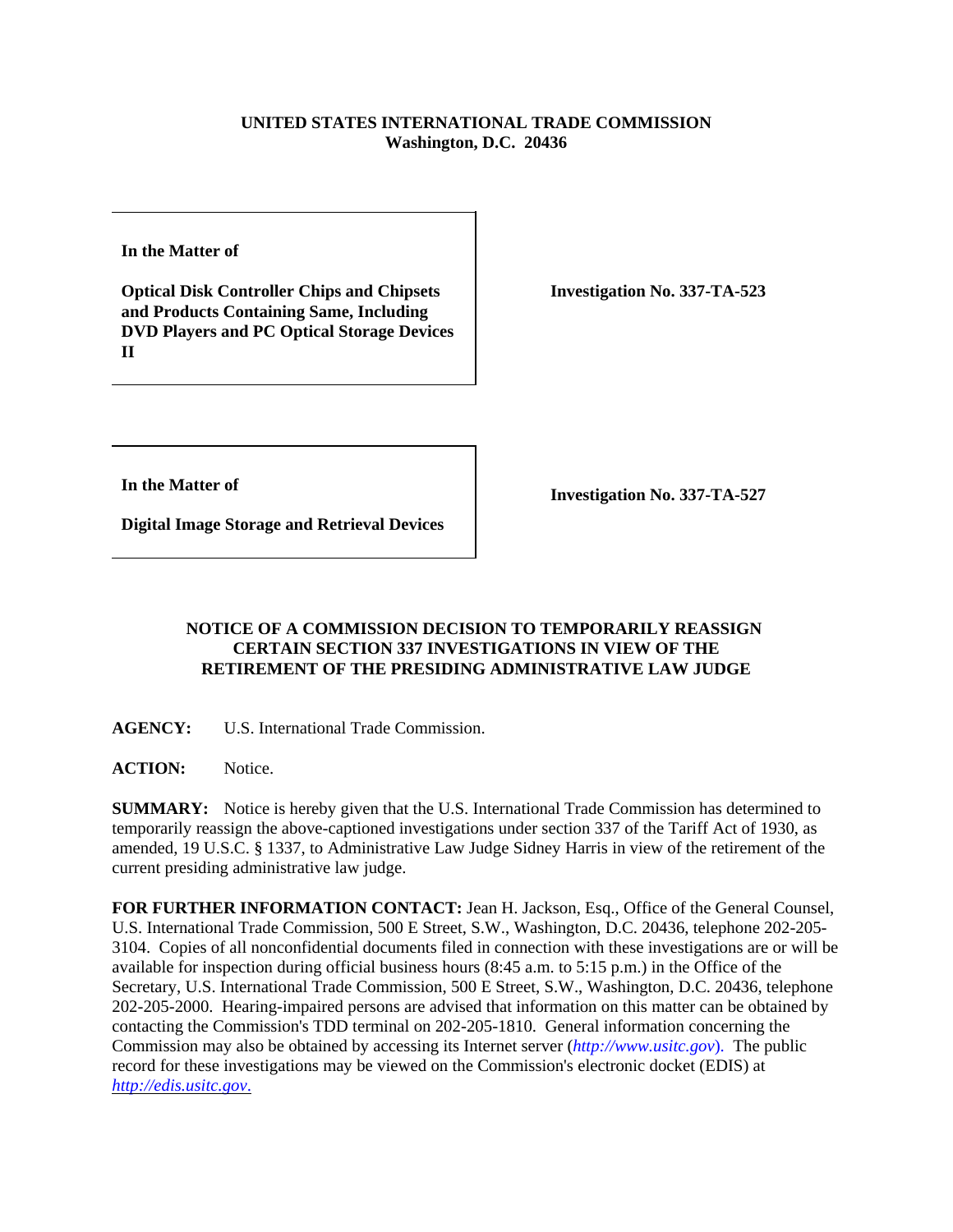**UNITED STATES INTERNATIONAL TRADE COMMISSION**
**Washington, D.C. 20436**

| | |
|---|---|
| **In the Matter of**<br><br>**Optical Disk Controller Chips and Chipsets and Products Containing Same, Including DVD Players and PC Optical Storage Devices II** | **Investigation No. 337-TA-523** |

| | |
|---|---|
| **In the Matter of**<br><br>**Digital Image Storage and Retrieval Devices** | **Investigation No. 337-TA-527** |

## NOTICE OF A COMMISSION DECISION TO TEMPORARILY REASSIGN CERTAIN SECTION 337 INVESTIGATIONS IN VIEW OF THE RETIREMENT OF THE PRESIDING ADMINISTRATIVE LAW JUDGE

**AGENCY:** U.S. International Trade Commission.

**ACTION:** Notice.

**SUMMARY:** Notice is hereby given that the U.S. International Trade Commission has determined to temporarily reassign the above-captioned investigations under section 337 of the Tariff Act of 1930, as amended, 19 U.S.C. § 1337, to Administrative Law Judge Sidney Harris in view of the retirement of the current presiding administrative law judge.

**FOR FURTHER INFORMATION CONTACT:** Jean H. Jackson, Esq., Office of the General Counsel, U.S. International Trade Commission, 500 E Street, S.W., Washington, D.C. 20436, telephone 202-205-3104. Copies of all nonconfidential documents filed in connection with these investigations are or will be available for inspection during official business hours (8:45 a.m. to 5:15 p.m.) in the Office of the Secretary, U.S. International Trade Commission, 500 E Street, S.W., Washington, D.C. 20436, telephone 202-205-2000. Hearing-impaired persons are advised that information on this matter can be obtained by contacting the Commission's TDD terminal on 202-205-1810. General information concerning the Commission may also be obtained by accessing its Internet server (*http://www.usitc.gov*). The public record for these investigations may be viewed on the Commission's electronic docket (EDIS) at *http://edis.usitc.gov.*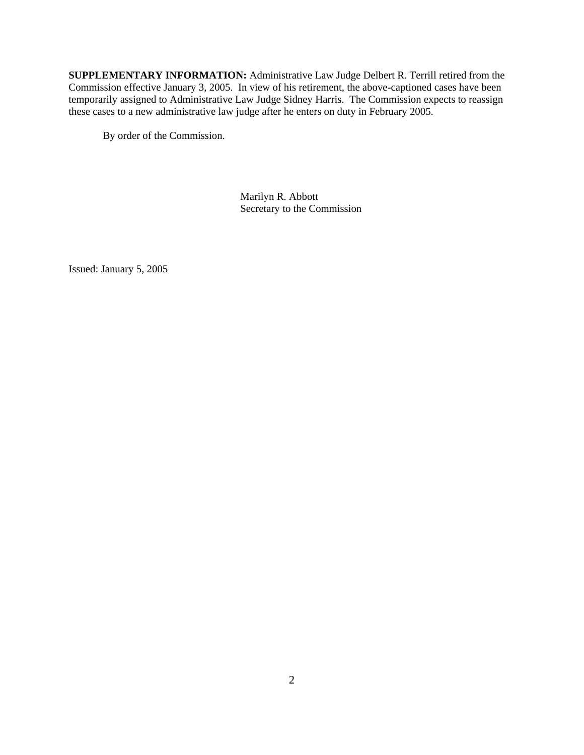**SUPPLEMENTARY INFORMATION:** Administrative Law Judge Delbert R. Terrill retired from the Commission effective January 3, 2005. In view of his retirement, the above-captioned cases have been temporarily assigned to Administrative Law Judge Sidney Harris. The Commission expects to reassign these cases to a new administrative law judge after he enters on duty in February 2005.

By order of the Commission.

Marilyn R. Abbott
Secretary to the Commission

Issued: January 5, 2005